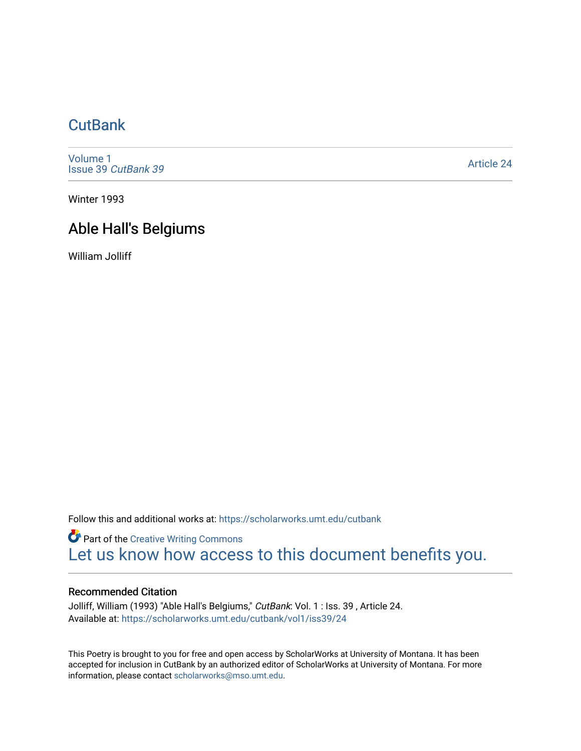# CutBank

Volume 1
Issue 39 *CutBank 39*

Article 24

Winter 1993

## Able Hall's Belgiums

William Jolliff

Follow this and additional works at: https://scholarworks.umt.edu/cutbank

Part of the Creative Writing Commons

Let us know how access to this document benefits you.

### Recommended Citation

Jolliff, William (1993) "Able Hall's Belgiums," *CutBank*: Vol. 1 : Iss. 39 , Article 24.
Available at: https://scholarworks.umt.edu/cutbank/vol1/iss39/24

This Poetry is brought to you for free and open access by ScholarWorks at University of Montana. It has been accepted for inclusion in CutBank by an authorized editor of ScholarWorks at University of Montana. For more information, please contact scholarworks@mso.umt.edu.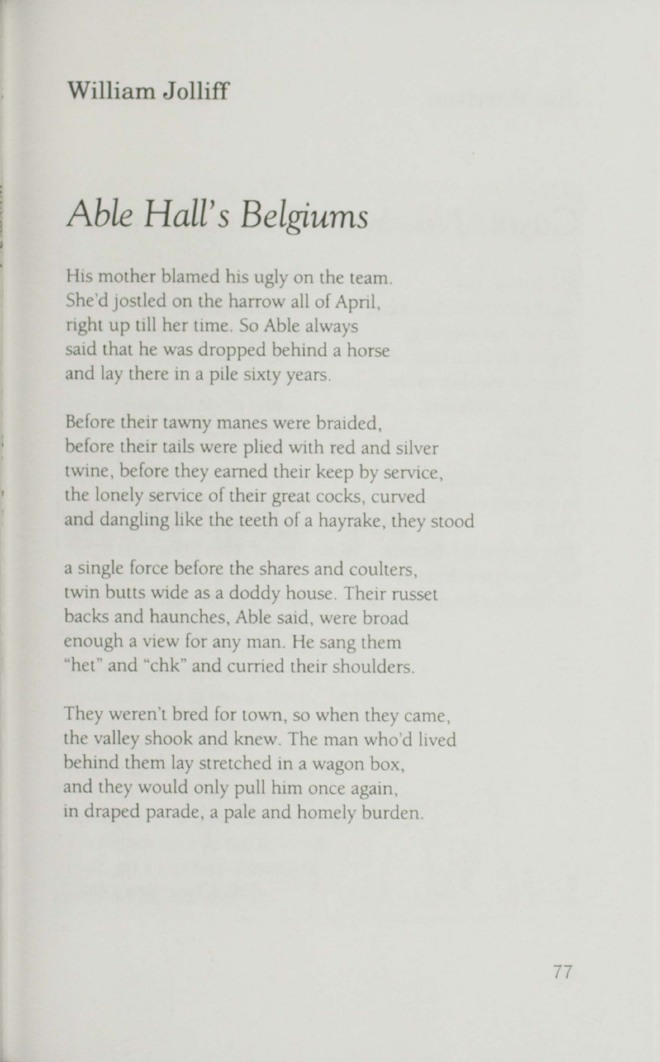William Jolliff

# *Able Hall's Belgiums*

His mother blamed his ugly on the team.
She'd jostled on the harrow all of April,
right up till her time. So Able always
said that he was dropped behind a horse
and lay there in a pile sixty years.

Before their tawny manes were braided,
before their tails were plied with red and silver
twine, before they earned their keep by service,
the lonely service of their great cocks, curved
and dangling like the teeth of a hayrake, they stood

a single force before the shares and coulters,
twin butts wide as a doddy house. Their russet
backs and haunches, Able said, were broad
enough a view for any man. He sang them
"het" and "chk" and curried their shoulders.

They weren't bred for town, so when they came,
the valley shook and knew. The man who'd lived
behind them lay stretched in a wagon box,
and they would only pull him once again,
in draped parade, a pale and homely burden.